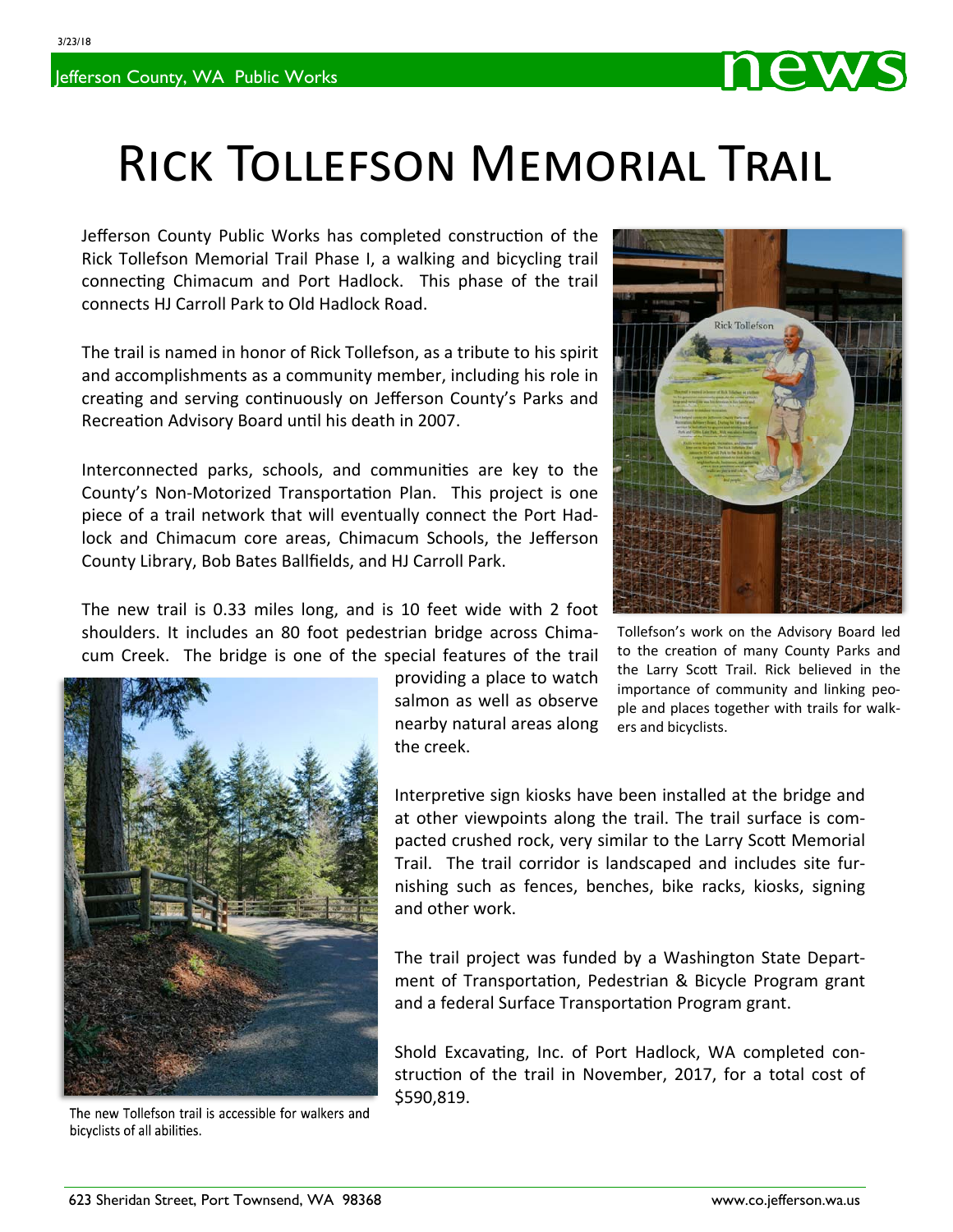# Rick Tollefson Memorial Trail

Jefferson County Public Works has completed construction of the Rick Tollefson Memorial Trail Phase I, a walking and bicycling trail connecting Chimacum and Port Hadlock. This phase of the trail connects HJ Carroll Park to Old Hadlock Road.

The trail is named in honor of Rick Tollefson, as a tribute to his spirit and accomplishments as a community member, including his role in creating and serving continuously on Jefferson County's Parks and Recreation Advisory Board until his death in 2007.

Interconnected parks, schools, and communities are key to the County's Non-Motorized Transportation Plan. This project is one piece of a trail network that will eventually connect the Port Hadlock and Chimacum core areas, Chimacum Schools, the Jefferson County Library, Bob Bates Ballfields, and HJ Carroll Park.

Tollefson's work on the Advisory Board led to the creation of many County Parks and the Larry Scott Trail. Rick believed in the importance of community and linking people and places together with trails for walkers and bicyclists.

The new trail is 0.33 miles long, and is 10 feet wide with 2 foot shoulders. It includes an 80 foot pedestrian bridge across Chimacum Creek. The bridge is one of the special features of the trail providing a place to watch salmon as well as observe nearby natural areas along the creek.

The new Tollefson trail is accessible for walkers and bicyclists of all abilities.

Interpretive sign kiosks have been installed at the bridge and at other viewpoints along the trail. The trail surface is compacted crushed rock, very similar to the Larry Scott Memorial Trail. The trail corridor is landscaped and includes site furnishing such as fences, benches, bike racks, kiosks, signing and other work.

The trail project was funded by a Washington State Department of Transportation, Pedestrian & Bicycle Program grant and a federal Surface Transportation Program grant.

Shold Excavating, Inc. of Port Hadlock, WA completed construction of the trail in November, 2017, for a total cost of $590,819.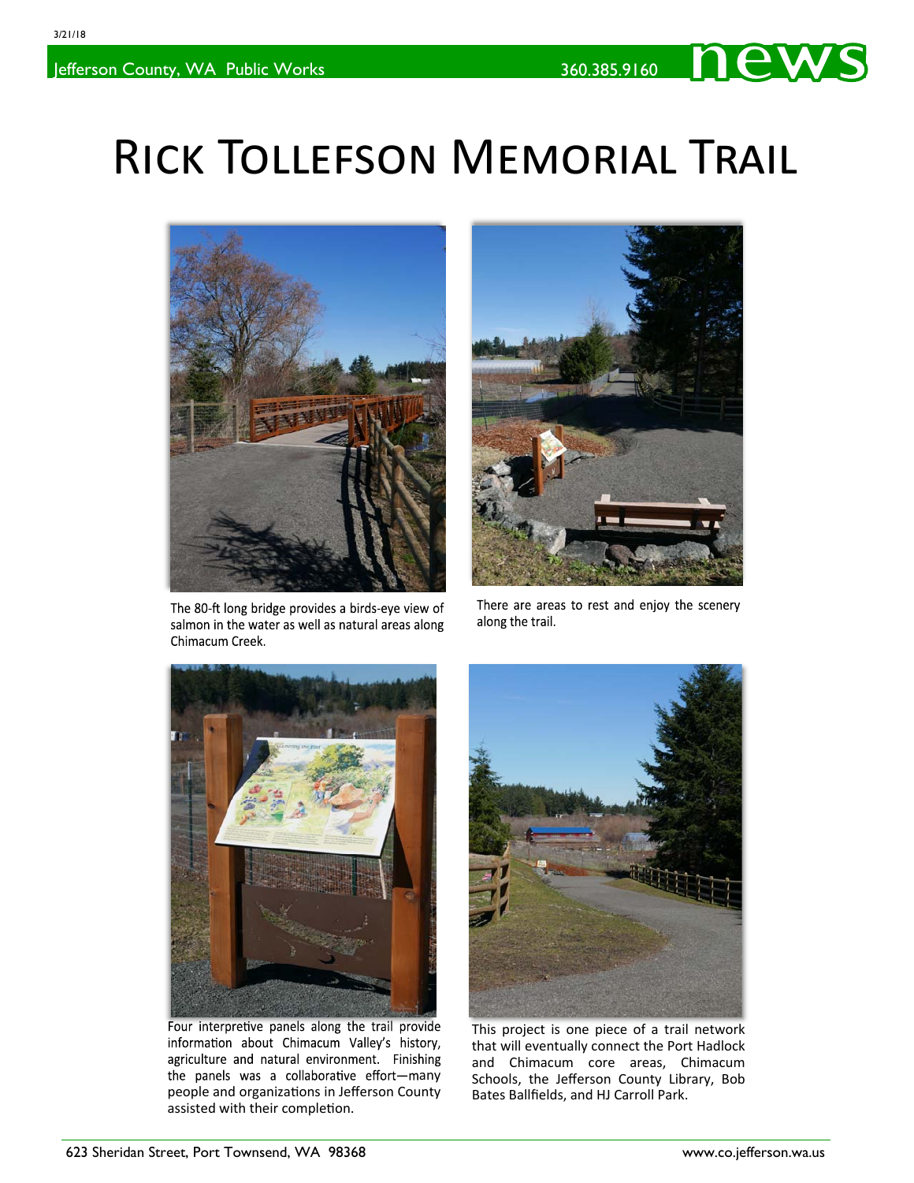# Rick Tollefson Memorial Trail

The 80-ft long bridge provides a birds-eye view of salmon in the water as well as natural areas along Chimacum Creek.

There are areas to rest and enjoy the scenery along the trail.

Four interpretive panels along the trail provide information about Chimacum Valley's history, agriculture and natural environment. Finishing the panels was a collaborative effort—many people and organizations in Jefferson County assisted with their completion.

This project is one piece of a trail network that will eventually connect the Port Hadlock and Chimacum core areas, Chimacum Schools, the Jefferson County Library, Bob Bates Ballfields, and HJ Carroll Park.